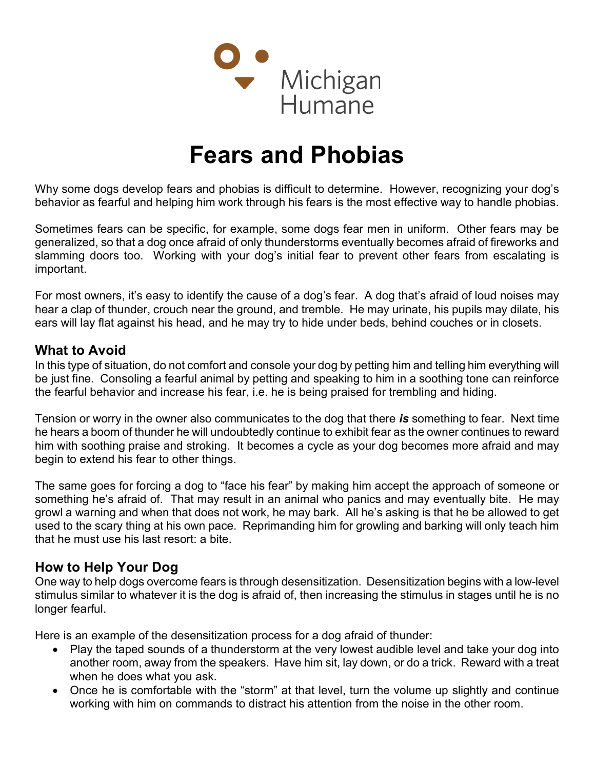Michigan Humane

# Fears and Phobias

Why some dogs develop fears and phobias is difficult to determine. However, recognizing your dog's behavior as fearful and helping him work through his fears is the most effective way to handle phobias.

Sometimes fears can be specific, for example, some dogs fear men in uniform. Other fears may be generalized, so that a dog once afraid of only thunderstorms eventually becomes afraid of fireworks and slamming doors too. Working with your dog's initial fear to prevent other fears from escalating is important.

For most owners, it's easy to identify the cause of a dog's fear. A dog that's afraid of loud noises may hear a clap of thunder, crouch near the ground, and tremble. He may urinate, his pupils may dilate, his ears will lay flat against his head, and he may try to hide under beds, behind couches or in closets.

## What to Avoid

In this type of situation, do not comfort and console your dog by petting him and telling him everything will be just fine. Consoling a fearful animal by petting and speaking to him in a soothing tone can reinforce the fearful behavior and increase his fear, i.e. he is being praised for trembling and hiding.

Tension or worry in the owner also communicates to the dog that there ***is*** something to fear. Next time he hears a boom of thunder he will undoubtedly continue to exhibit fear as the owner continues to reward him with soothing praise and stroking. It becomes a cycle as your dog becomes more afraid and may begin to extend his fear to other things.

The same goes for forcing a dog to "face his fear" by making him accept the approach of someone or something he's afraid of. That may result in an animal who panics and may eventually bite. He may growl a warning and when that does not work, he may bark. All he's asking is that he be allowed to get used to the scary thing at his own pace. Reprimanding him for growling and barking will only teach him that he must use his last resort: a bite.

## How to Help Your Dog

One way to help dogs overcome fears is through desensitization. Desensitization begins with a low-level stimulus similar to whatever it is the dog is afraid of, then increasing the stimulus in stages until he is no longer fearful.

Here is an example of the desensitization process for a dog afraid of thunder:

- Play the taped sounds of a thunderstorm at the very lowest audible level and take your dog into another room, away from the speakers. Have him sit, lay down, or do a trick. Reward with a treat when he does what you ask.
- Once he is comfortable with the "storm" at that level, turn the volume up slightly and continue working with him on commands to distract his attention from the noise in the other room.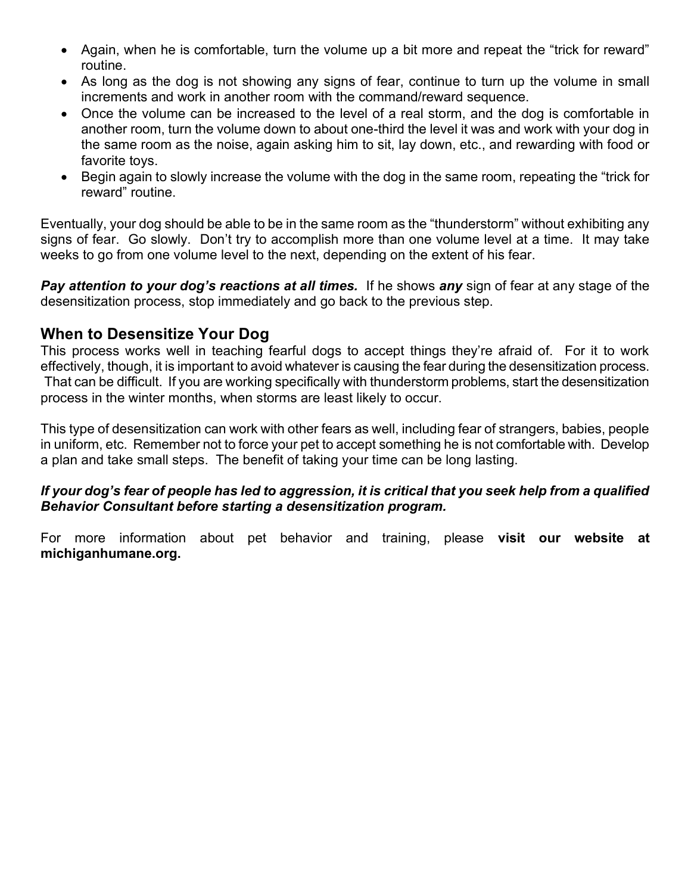- Again, when he is comfortable, turn the volume up a bit more and repeat the "trick for reward" routine.
- As long as the dog is not showing any signs of fear, continue to turn up the volume in small increments and work in another room with the command/reward sequence.
- Once the volume can be increased to the level of a real storm, and the dog is comfortable in another room, turn the volume down to about one-third the level it was and work with your dog in the same room as the noise, again asking him to sit, lay down, etc., and rewarding with food or favorite toys.
- Begin again to slowly increase the volume with the dog in the same room, repeating the "trick for reward" routine.

Eventually, your dog should be able to be in the same room as the "thunderstorm" without exhibiting any signs of fear. Go slowly. Don't try to accomplish more than one volume level at a time. It may take weeks to go from one volume level to the next, depending on the extent of his fear.

***Pay attention to your dog's reactions at all times.*** If he shows ***any*** sign of fear at any stage of the desensitization process, stop immediately and go back to the previous step.

## When to Desensitize Your Dog

This process works well in teaching fearful dogs to accept things they're afraid of. For it to work effectively, though, it is important to avoid whatever is causing the fear during the desensitization process. That can be difficult. If you are working specifically with thunderstorm problems, start the desensitization process in the winter months, when storms are least likely to occur.

This type of desensitization can work with other fears as well, including fear of strangers, babies, people in uniform, etc. Remember not to force your pet to accept something he is not comfortable with. Develop a plan and take small steps. The benefit of taking your time can be long lasting.

***If your dog's fear of people has led to aggression, it is critical that you seek help from a qualified Behavior Consultant before starting a desensitization program.***

For more information about pet behavior and training, please **visit our website at michiganhumane.org.**